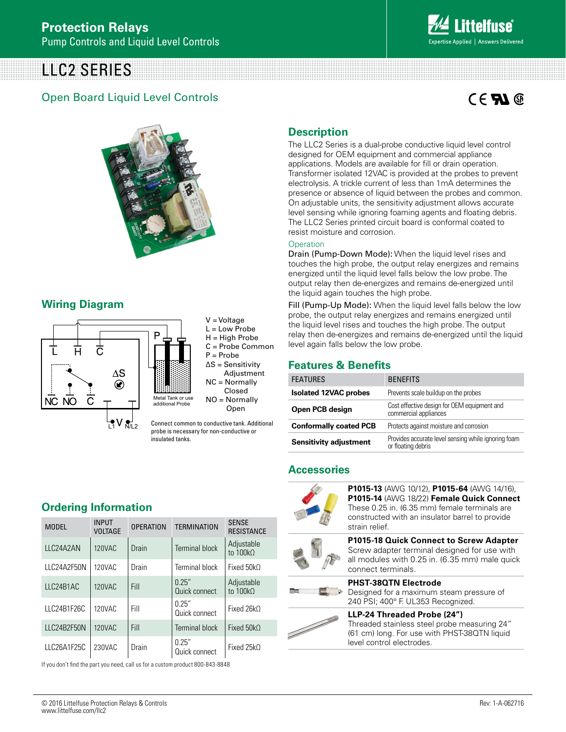# Protection Relays

Pump Controls and Liquid Level Controls

# LLC2 SERIES

## Open Board Liquid Level Controls

## Description

The LLC2 Series is a dual-probe conductive liquid level control designed for OEM equipment and commercial appliance applications. Models are available for fill or drain operation. Transformer isolated 12VAC is provided at the probes to prevent electrolysis. A trickle current of less than 1mA determines the presence or absence of liquid between the probes and common. On adjustable units, the sensitivity adjustment allows accurate level sensing while ignoring foaming agents and floating debris. The LLC2 Series printed circuit board is conformal coated to resist moisture and corrosion.

### Operation

**Drain (Pump-Down Mode):** When the liquid level rises and touches the high probe, the output relay energizes and remains energized until the liquid level falls below the low probe. The output relay then de-energizes and remains de-energized until the liquid again touches the high probe.

**Fill (Pump-Up Mode):** When the liquid level falls below the low probe, the output relay energizes and remains energized until the liquid level rises and touches the high probe. The output relay then de-energizes and remains de-energized until the liquid level again falls below the low probe.

## Wiring Diagram

V = Voltage
L = Low Probe
H = High Probe
C = Probe Common
P = Probe
ΔS = Sensitivity Adjustment
NC = Normally Closed
NO = Normally Open

Metal Tank or use additional Probe

Connect common to conductive tank. Additional probe is necessary for non-conductive or insulated tanks.

## Features & Benefits

| FEATURES | BENEFITS |
|---|---|
| **Isolated 12VAC probes** | Prevents scale buildup on the probes |
| **Open PCB design** | Cost effective design for OEM equipment and commercial appliances |
| **Conformally coated PCB** | Protects against moisture and corrosion |
| **Sensitivity adjustment** | Provides accurate level sensing while ignoring foam or floating debris |

## Accessories

**P1015-13** (AWG 10/12), **P1015-64** (AWG 14/16), **P1015-14** (AWG 18/22) **Female Quick Connect**
These 0.25 in. (6.35 mm) female terminals are constructed with an insulator barrel to provide strain relief.

**P1015-18 Quick Connect to Screw Adapter**
Screw adapter terminal designed for use with all modules with 0.25 in. (6.35 mm) male quick connect terminals.

**PHST-38QTN Electrode**
Designed for a maximum steam pressure of 240 PSI; 400° F. UL353 Recognized.

**LLP-24 Threaded Probe (24")**
Threaded stainless steel probe measuring 24" (61 cm) long. For use with PHST-38QTN liquid level control electrodes.

## Ordering Information

| MODEL | INPUT VOLTAGE | OPERATION | TERMINATION | SENSE RESISTANCE |
|---|---|---|---|---|
| LLC24A2AN | 120VAC | Drain | Terminal block | Adjustable to 100kΩ |
| LLC24A2F50N | 120VAC | Drain | Terminal block | Fixed 50kΩ |
| LLC24B1AC | 120VAC | Fill | 0.25" Quick connect | Adjustable to 100kΩ |
| LLC24B1F26C | 120VAC | Fill | 0.25" Quick connect | Fixed 26kΩ |
| LLC24B2F50N | 120VAC | Fill | Terminal block | Fixed 50kΩ |
| LLC26A1F25C | 230VAC | Drain | 0.25" Quick connect | Fixed 25kΩ |

If you don't find the part you need, call us for a custom product 800-843-8848

© 2016 Littelfuse Protection Relays & Controls
www.littelfuse.com/llc2

Rev: 1-A-062716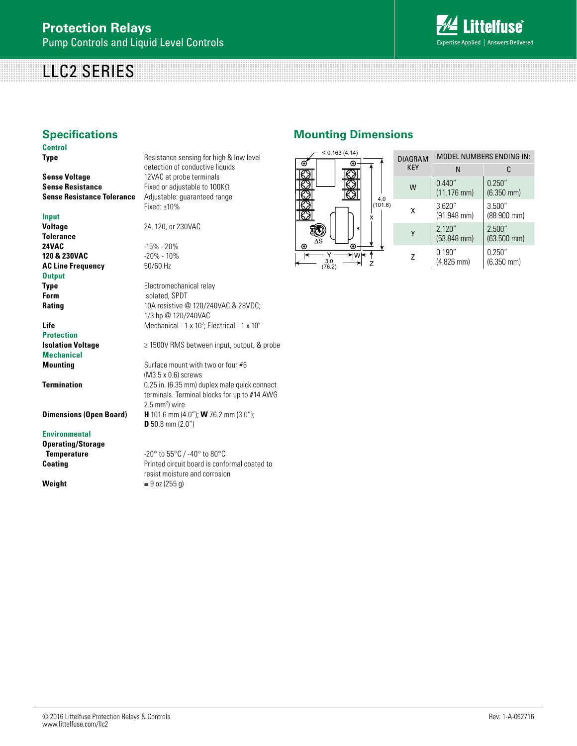# Protection Relays

Pump Controls and Liquid Level Controls

# LLC2 SERIES

## Specifications

### Control

| | |
|---|---|
| **Type** | Resistance sensing for high & low level detection of conductive liquids |
| **Sense Voltage** | 12VAC at probe terminals |
| **Sense Resistance** | Fixed or adjustable to 100KΩ |
| **Sense Resistance Tolerance** | Adjustable: guaranteed range<br>Fixed: ±10% |

### Input

| | |
|---|---|
| **Voltage** | 24, 120, or 230VAC |
| **Tolerance** | |
| **24VAC** | -15% - 20% |
| **120 & 230VAC** | -20% - 10% |
| **AC Line Frequency** | 50/60 Hz |

### Output

| | |
|---|---|
| **Type** | Electromechanical relay |
| **Form** | Isolated, SPDT |
| **Rating** | 10A resistive @ 120/240VAC & 28VDC;<br>1/3 hp @ 120/240VAC |
| **Life** | Mechanical - 1 x $10^7$; Electrical - 1 x $10^5$ |

### Protection

| | |
|---|---|
| **Isolation Voltage** | ≥ 1500V RMS between input, output, & probe |

### Mechanical

| | |
|---|---|
| **Mounting** | Surface mount with two or four #6 (M3.5 x 0.6) screws |
| **Termination** | 0.25 in. (6.35 mm) duplex male quick connect terminals. Terminal blocks for up to #14 AWG 2.5 $mm^2$) wire |
| **Dimensions (Open Board)** | **H** 101.6 mm (4.0"); **W** 76.2 mm (3.0");<br>**D** 50.8 mm (2.0") |

### Environmental

| | |
|---|---|
| **Operating/Storage Temperature** | -20° to 55°C / -40° to 80°C |
| **Coating** | Printed circuit board is conformal coated to resist moisture and corrosion |
| **Weight** | ≅ 9 oz (255 g) |

## Mounting Dimensions

≤ 0.163 (4.14)

4.0
(101.6)

X

ΔS

Y

W

3.0
(76.2)

Z

| DIAGRAM KEY | MODEL NUMBERS ENDING IN: | |
|---|---|---|
| | N | C |
| W | 0.440"<br>(11.176 mm) | 0.250"<br>(6.350 mm) |
| X | 3.620"<br>(91.948 mm) | 3.500"<br>(88.900 mm) |
| Y | 2.120"<br>(53.848 mm) | 2.500"<br>(63.500 mm) |
| Z | 0.190"<br>(4.826 mm) | 0.250"<br>(6.350 mm) |

© 2016 Littelfuse Protection Relays & Controls
www.littelfuse.com/llc2

Rev: 1-A-062716